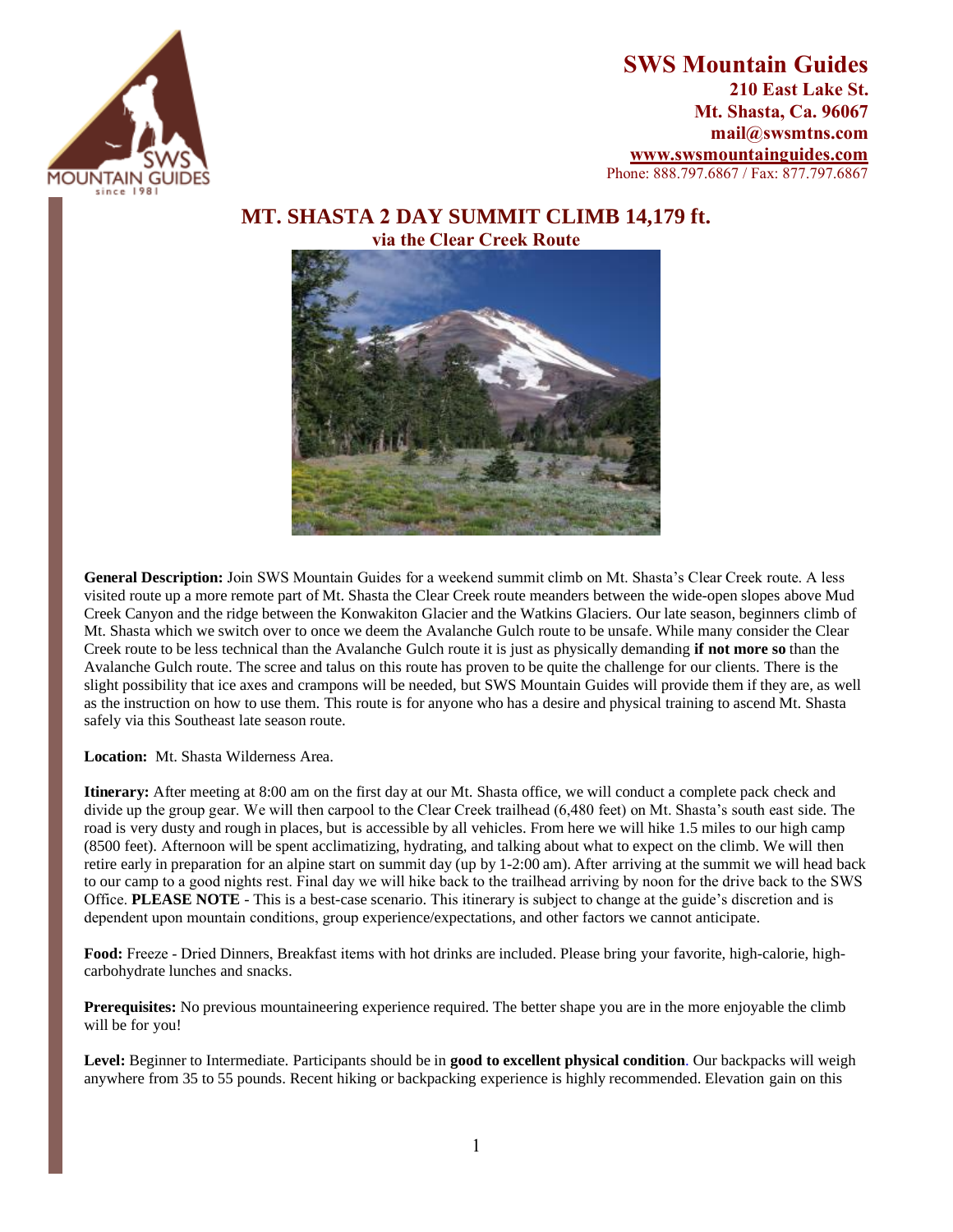**SWS Mountain Guides**
**210 East Lake St.**
**Mt. Shasta, Ca. 96067**
**mail@swsmtns.com**
**www.swsmountainguides.com**
Phone: 888.797.6867 / Fax: 877.797.6867

# MT. SHASTA 2 DAY SUMMIT CLIMB 14,179 ft.

## via the Clear Creek Route

**General Description:** Join SWS Mountain Guides for a weekend summit climb on Mt. Shasta's Clear Creek route. A less visited route up a more remote part of Mt. Shasta the Clear Creek route meanders between the wide-open slopes above Mud Creek Canyon and the ridge between the Konwakiton Glacier and the Watkins Glaciers. Our late season, beginners climb of Mt. Shasta which we switch over to once we deem the Avalanche Gulch route to be unsafe. While many consider the Clear Creek route to be less technical than the Avalanche Gulch route it is just as physically demanding **if not more so** than the Avalanche Gulch route. The scree and talus on this route has proven to be quite the challenge for our clients. There is the slight possibility that ice axes and crampons will be needed, but SWS Mountain Guides will provide them if they are, as well as the instruction on how to use them. This route is for anyone who has a desire and physical training to ascend Mt. Shasta safely via this Southeast late season route.

**Location:** Mt. Shasta Wilderness Area.

**Itinerary:** After meeting at 8:00 am on the first day at our Mt. Shasta office, we will conduct a complete pack check and divide up the group gear. We will then carpool to the Clear Creek trailhead (6,480 feet) on Mt. Shasta's south east side. The road is very dusty and rough in places, but is accessible by all vehicles. From here we will hike 1.5 miles to our high camp (8500 feet). Afternoon will be spent acclimatizing, hydrating, and talking about what to expect on the climb. We will then retire early in preparation for an alpine start on summit day (up by 1-2:00 am). After arriving at the summit we will head back to our camp to a good nights rest. Final day we will hike back to the trailhead arriving by noon for the drive back to the SWS Office. **PLEASE NOTE** - This is a best-case scenario. This itinerary is subject to change at the guide's discretion and is dependent upon mountain conditions, group experience/expectations, and other factors we cannot anticipate.

**Food:** Freeze - Dried Dinners, Breakfast items with hot drinks are included. Please bring your favorite, high-calorie, high-carbohydrate lunches and snacks.

**Prerequisites:** No previous mountaineering experience required. The better shape you are in the more enjoyable the climb will be for you!

**Level:** Beginner to Intermediate. Participants should be in **good to excellent physical condition**. Our backpacks will weigh anywhere from 35 to 55 pounds. Recent hiking or backpacking experience is highly recommended. Elevation gain on this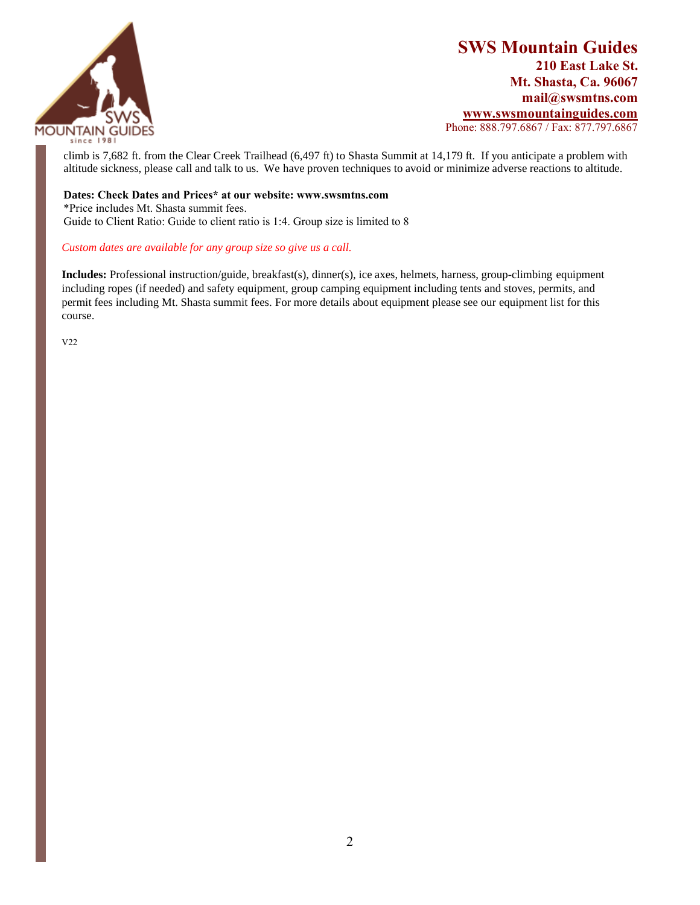climb is 7,682 ft. from the Clear Creek Trailhead (6,497 ft) to Shasta Summit at 14,179 ft. If you anticipate a problem with altitude sickness, please call and talk to us. We have proven techniques to avoid or minimize adverse reactions to altitude.

**Dates: Check Dates and Prices* at our website: www.swsmtns.com**
*Price includes Mt. Shasta summit fees.
Guide to Client Ratio: Guide to client ratio is 1:4. Group size is limited to 8

*Custom dates are available for any group size so give us a call.*

**Includes:** Professional instruction/guide, breakfast(s), dinner(s), ice axes, helmets, harness, group-climbing equipment including ropes (if needed) and safety equipment, group camping equipment including tents and stoves, permits, and permit fees including Mt. Shasta summit fees. For more details about equipment please see our equipment list for this course.

V22